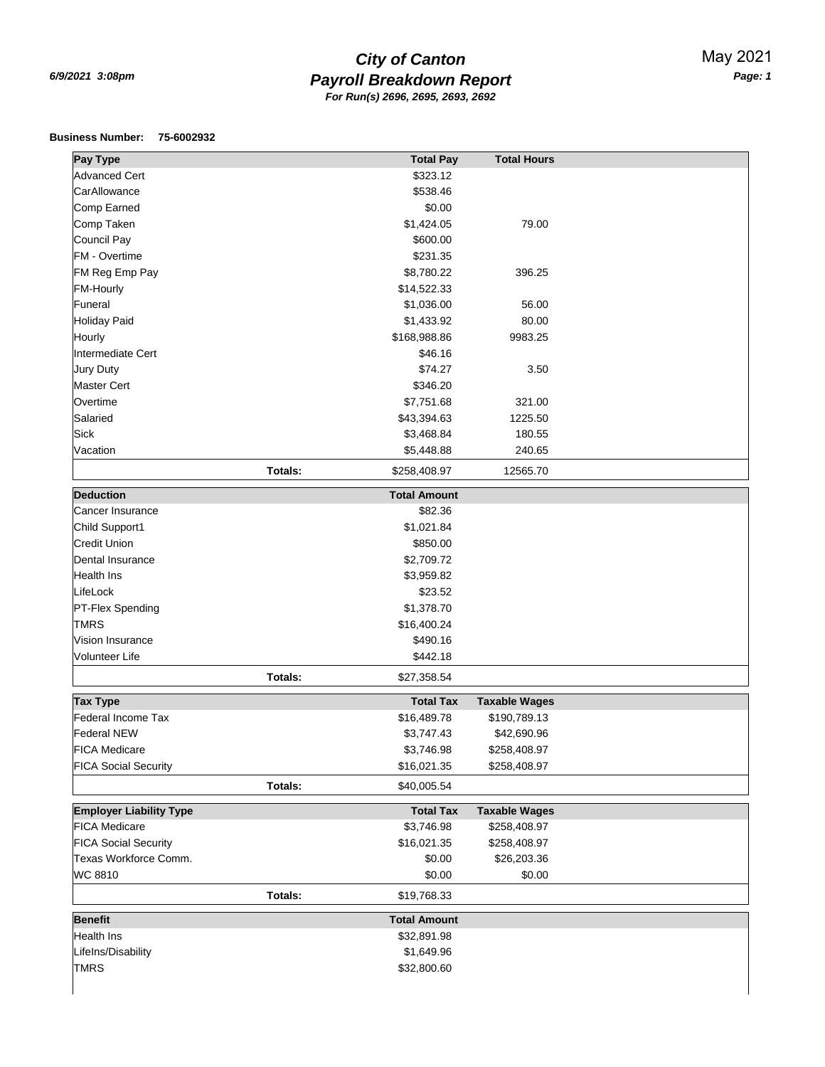# City of Canton
## Payroll Breakdown Report
*For Run(s) 2696, 2695, 2693, 2692*

*6/9/2021 3:08pm*

May 2021

**Business Number: 75-6002932**

| Pay Type | | Total Pay | Total Hours |
|---|---|---|---|
| Advanced Cert | | $323.12 | |
| CarAllowance | | $538.46 | |
| Comp Earned | | $0.00 | |
| Comp Taken | | $1,424.05 | 79.00 |
| Council Pay | | $600.00 | |
| FM - Overtime | | $231.35 | |
| FM Reg Emp Pay | | $8,780.22 | 396.25 |
| FM-Hourly | | $14,522.33 | |
| Funeral | | $1,036.00 | 56.00 |
| Holiday Paid | | $1,433.92 | 80.00 |
| Hourly | | $168,988.86 | 9983.25 |
| Intermediate Cert | | $46.16 | |
| Jury Duty | | $74.27 | 3.50 |
| Master Cert | | $346.20 | |
| Overtime | | $7,751.68 | 321.00 |
| Salaried | | $43,394.63 | 1225.50 |
| Sick | | $3,468.84 | 180.55 |
| Vacation | | $5,448.88 | 240.65 |
| | **Totals:** | $258,408.97 | 12565.70 |

| Deduction | | Total Amount |
|---|---|---|
| Cancer Insurance | | $82.36 |
| Child Support1 | | $1,021.84 |
| Credit Union | | $850.00 |
| Dental Insurance | | $2,709.72 |
| Health Ins | | $3,959.82 |
| LifeLock | | $23.52 |
| PT-Flex Spending | | $1,378.70 |
| TMRS | | $16,400.24 |
| Vision Insurance | | $490.16 |
| Volunteer Life | | $442.18 |
| | **Totals:** | $27,358.54 |

| Tax Type | | Total Tax | Taxable Wages |
|---|---|---|---|
| Federal Income Tax | | $16,489.78 | $190,789.13 |
| Federal NEW | | $3,747.43 | $42,690.96 |
| FICA Medicare | | $3,746.98 | $258,408.97 |
| FICA Social Security | | $16,021.35 | $258,408.97 |
| | **Totals:** | $40,005.54 | |

| Employer Liability Type | | Total Tax | Taxable Wages |
|---|---|---|---|
| FICA Medicare | | $3,746.98 | $258,408.97 |
| FICA Social Security | | $16,021.35 | $258,408.97 |
| Texas Workforce Comm. | | $0.00 | $26,203.36 |
| WC 8810 | | $0.00 | $0.00 |
| | **Totals:** | $19,768.33 | |

| Benefit | Total Amount |
|---|---|
| Health Ins | $32,891.98 |
| LifeIns/Disability | $1,649.96 |
| TMRS | $32,800.60 |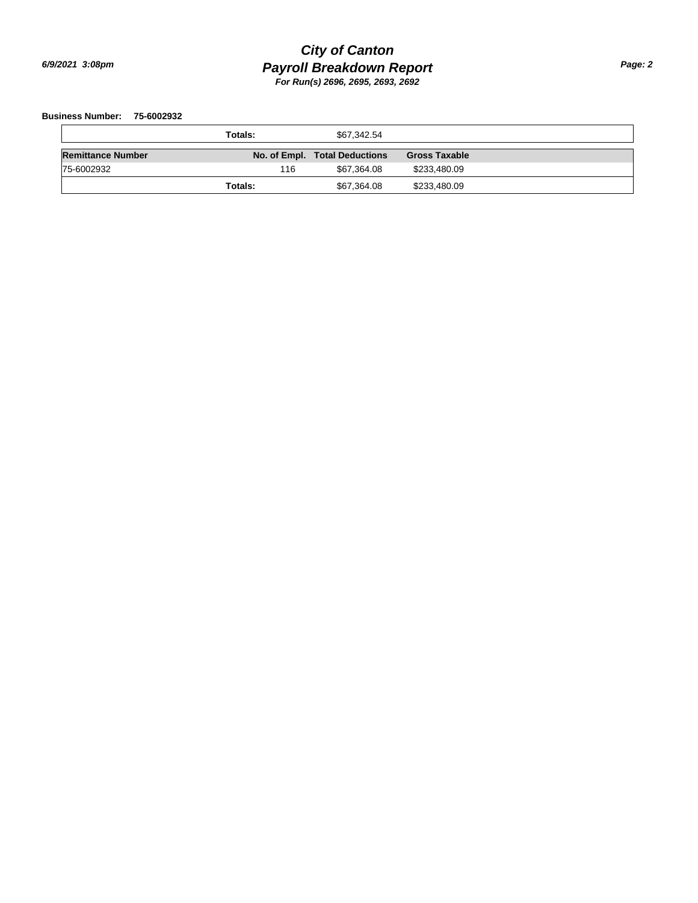**Business Number: 75-6002932**

| | | | |
|---|---|---|---|
| | Totals: | $67,342.54 | |

| Remittance Number | No. of Empl. | Total Deductions | Gross Taxable |
|---|---|---|---|
| 75-6002932 | 116 | $67,364.08 | $233,480.09 |
| | Totals: | $67,364.08 | $233,480.09 |